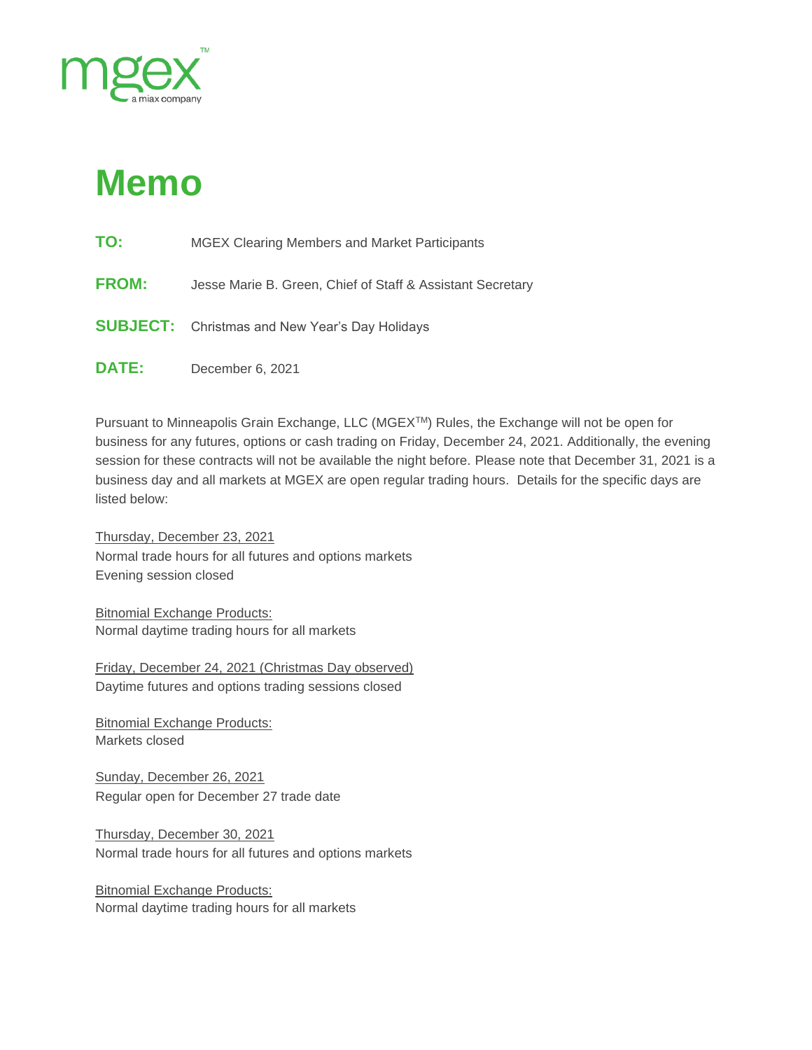mgex™
a miax company

# Memo

**TO:** MGEX Clearing Members and Market Participants

**FROM:** Jesse Marie B. Green, Chief of Staff & Assistant Secretary

**SUBJECT:** Christmas and New Year's Day Holidays

**DATE:** December 6, 2021

Pursuant to Minneapolis Grain Exchange, LLC (MGEX™) Rules, the Exchange will not be open for business for any futures, options or cash trading on Friday, December 24, 2021. Additionally, the evening session for these contracts will not be available the night before. Please note that December 31, 2021 is a business day and all markets at MGEX are open regular trading hours. Details for the specific days are listed below:

Thursday, December 23, 2021
Normal trade hours for all futures and options markets
Evening session closed

Bitnomial Exchange Products:
Normal daytime trading hours for all markets

Friday, December 24, 2021 (Christmas Day observed)
Daytime futures and options trading sessions closed

Bitnomial Exchange Products:
Markets closed

Sunday, December 26, 2021
Regular open for December 27 trade date

Thursday, December 30, 2021
Normal trade hours for all futures and options markets

Bitnomial Exchange Products:
Normal daytime trading hours for all markets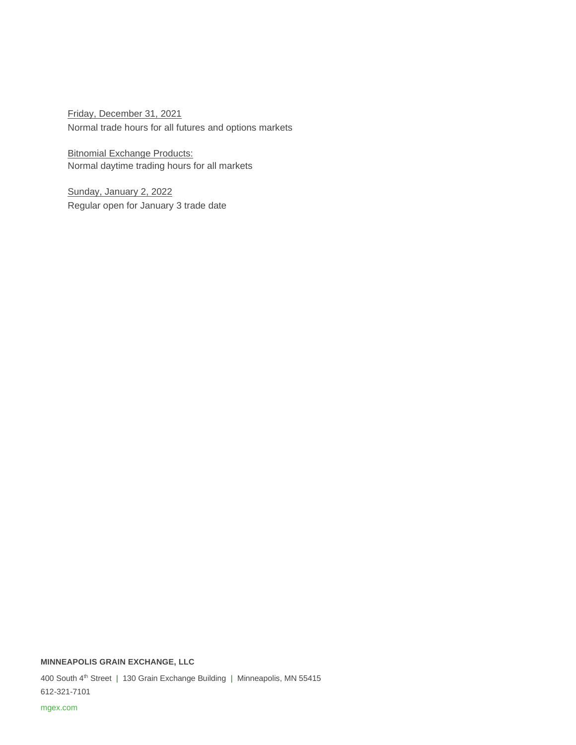Friday, December 31, 2021
Normal trade hours for all futures and options markets

Bitnomial Exchange Products:
Normal daytime trading hours for all markets

Sunday, January 2, 2022
Regular open for January 3 trade date

**MINNEAPOLIS GRAIN EXCHANGE, LLC**

400 South 4th Street | 130 Grain Exchange Building | Minneapolis, MN 55415
612-321-7101

mgex.com